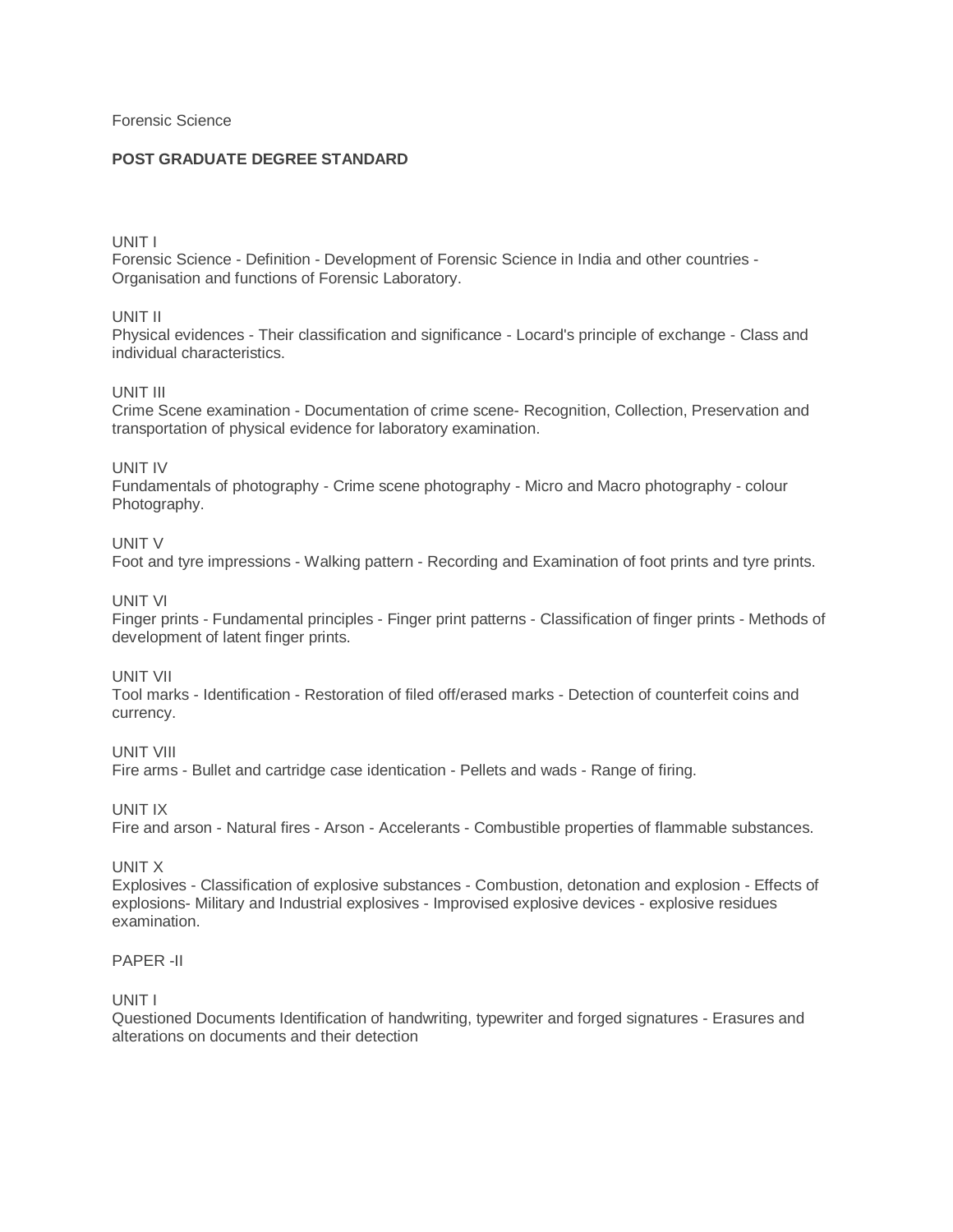Forensic Science

**POST GRADUATE DEGREE STANDARD**

UNIT I
Forensic Science - Definition - Development of Forensic Science in India and other countries - Organisation and functions of Forensic Laboratory.

UNIT II
Physical evidences - Their classification and significance - Locard's principle of exchange - Class and individual characteristics.

UNIT III
Crime Scene examination - Documentation of crime scene- Recognition, Collection, Preservation and transportation of physical evidence for laboratory examination.

UNIT IV
Fundamentals of photography - Crime scene photography - Micro and Macro photography - colour Photography.

UNIT V
Foot and tyre impressions - Walking pattern - Recording and Examination of foot prints and tyre prints.

UNIT VI
Finger prints - Fundamental principles - Finger print patterns - Classification of finger prints - Methods of development of latent finger prints.

UNIT VII
Tool marks - Identification - Restoration of filed off/erased marks - Detection of counterfeit coins and currency.

UNIT VIII
Fire arms - Bullet and cartridge case identication - Pellets and wads - Range of firing.

UNIT IX
Fire and arson - Natural fires - Arson - Accelerants - Combustible properties of flammable substances.

UNIT X
Explosives - Classification of explosive substances - Combustion, detonation and explosion - Effects of explosions- Military and Industrial explosives - Improvised explosive devices - explosive residues examination.

PAPER -II

UNIT I
Questioned Documents Identification of handwriting, typewriter and forged signatures - Erasures and alterations on documents and their detection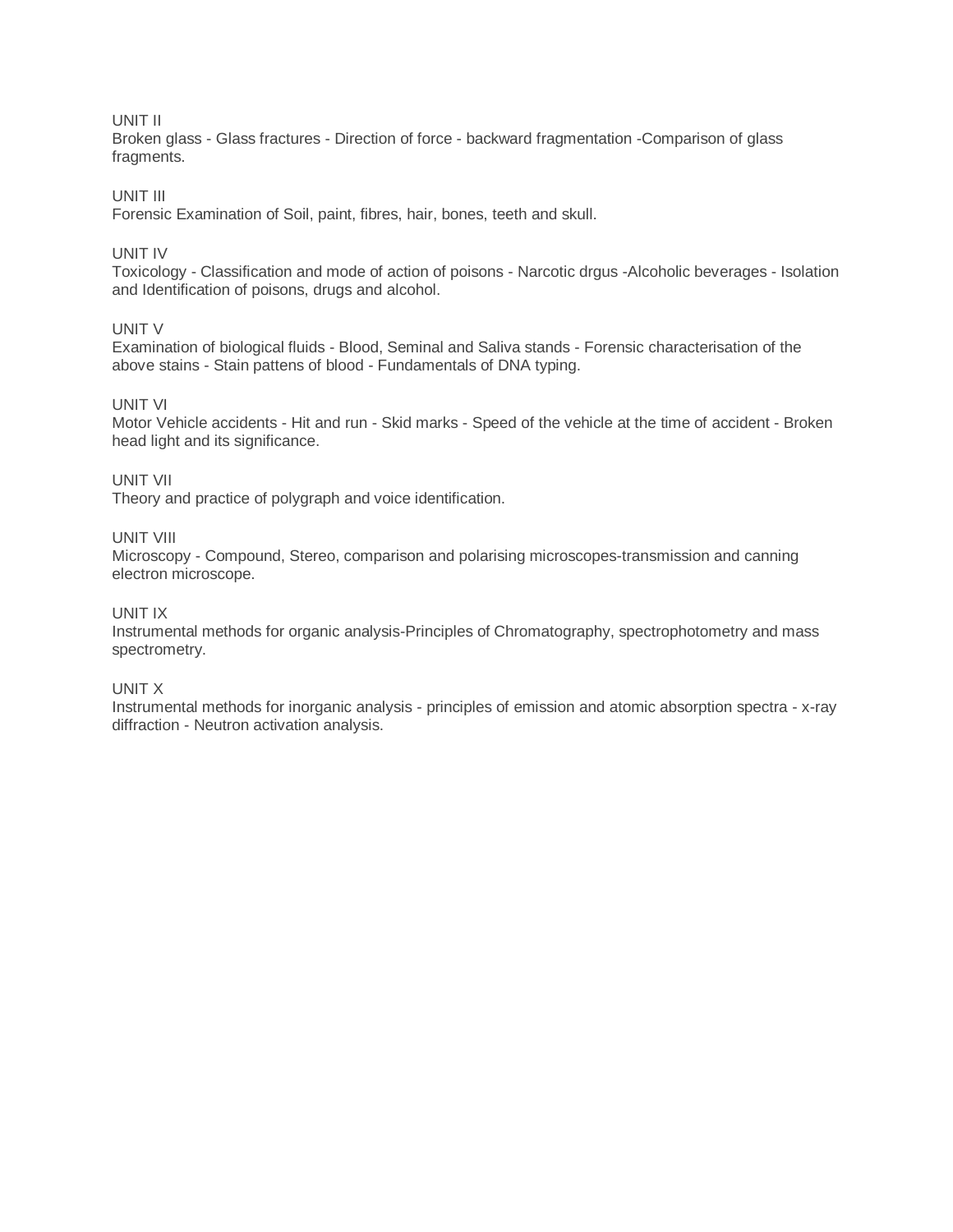UNIT II

Broken glass - Glass fractures - Direction of force - backward fragmentation -Comparison of glass fragments.

UNIT III

Forensic Examination of Soil, paint, fibres, hair, bones, teeth and skull.

UNIT IV

Toxicology - Classification and mode of action of poisons - Narcotic drgus -Alcoholic beverages - Isolation and Identification of poisons, drugs and alcohol.

UNIT V

Examination of biological fluids - Blood, Seminal and Saliva stands - Forensic characterisation of the above stains - Stain pattens of blood - Fundamentals of DNA typing.

UNIT VI

Motor Vehicle accidents - Hit and run - Skid marks - Speed of the vehicle at the time of accident - Broken head light and its significance.

UNIT VII

Theory and practice of polygraph and voice identification.

UNIT VIII

Microscopy - Compound, Stereo, comparison and polarising microscopes-transmission and canning electron microscope.

UNIT IX

Instrumental methods for organic analysis-Principles of Chromatography, spectrophotometry and mass spectrometry.

UNIT X

Instrumental methods for inorganic analysis - principles of emission and atomic absorption spectra - x-ray diffraction - Neutron activation analysis.